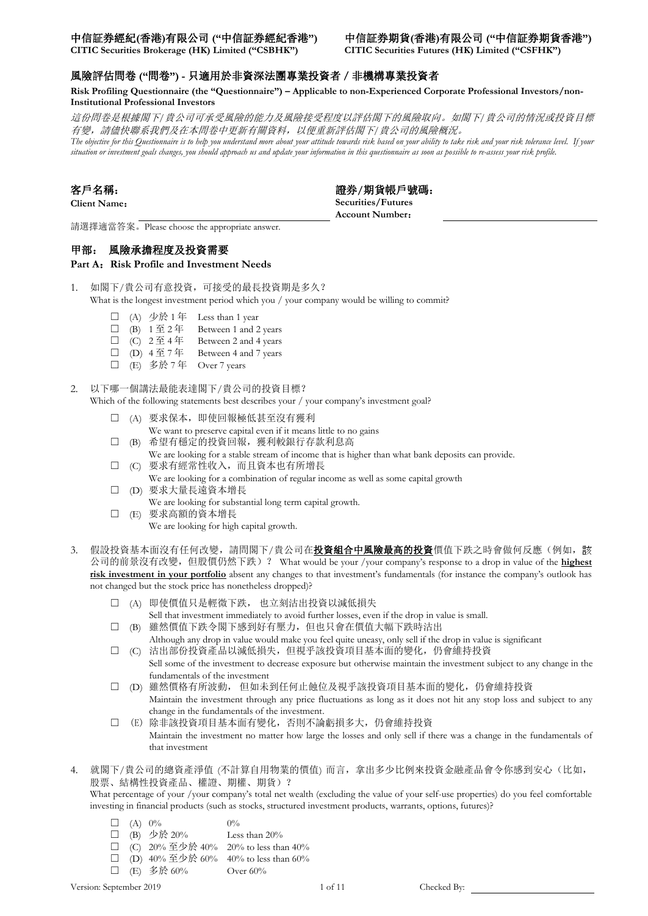**中信証券經紀(香港)有限公司 ("中信証券經紀香港")**
**CITIC Securities Brokerage (HK) Limited ("CSBHK")**

**中信証券期貨(香港)有限公司 ("中信証券期貨香港")**
**CITIC Securities Futures (HK) Limited ("CSFHK")**

## 風險評估問卷 ("問卷") - 只適用於非資深法團專業投資者 / 非機構專業投資者

**Risk Profiling Questionnaire (the "Questionnaire") – Applicable to non-Experienced Corporate Professional Investors/non-Institutional Professional Investors**

*這份問卷是根據閣下/貴公司可承受風險的能力及風險接受程度以評估閣下的風險取向。如閣下/貴公司的情況或投資目標有變，請儘快聯系我們及在本問卷中更新有關資料，以便重新評估閣下/貴公司的風險概況。*

*The objective for this Questionnaire is to help you understand more about your attitude towards risk based on your ability to take risk and your risk tolerance level. If your situation or investment goals changes, you should approach us and update your information in this questionnaire as soon as possible to re-assess your risk profile.*

**客戶名稱：**
**Client Name：** ______________________

**證券/期貨帳戶號碼：**
**Securities/Futures Account Number：** ______________________

請選擇適當答案。Please choose the appropriate answer.

### 甲部： 風險承擔程度及投資需要

**Part A：Risk Profile and Investment Needs**

1. 如閣下/貴公司有意投資，可接受的最長投資期是多久？
   What is the longest investment period which you / your company would be willing to commit?

   - ☐ (A) 少於 1 年 Less than 1 year
   - ☐ (B) 1 至 2 年 Between 1 and 2 years
   - ☐ (C) 2 至 4 年 Between 2 and 4 years
   - ☐ (D) 4 至 7 年 Between 4 and 7 years
   - ☐ (E) 多於 7 年 Over 7 years

2. 以下哪一個講法最能表達閣下/貴公司的投資目標？
   Which of the following statements best describes your / your company's investment goal?

   - ☐ (A) 要求保本，即使回報極低甚至沒有獲利
     We want to preserve capital even if it means little to no gains
   - ☐ (B) 希望有穩定的投資回報，獲利較銀行存款利息高
     We are looking for a stable stream of income that is higher than what bank deposits can provide.
   - ☐ (C) 要求有經常性收入，而且資本也有所增長
     We are looking for a combination of regular income as well as some capital growth
   - ☐ (D) 要求大量長遠資本增長
     We are looking for substantial long term capital growth.
   - ☐ (E) 要求高額的資本增長
     We are looking for high capital growth.

3. 假設投資基本面沒有任何改變，請問閣下/貴公司在**<u>投資組合中風險最高的投資</u>**價值下跌之時會做何反應（例如，該公司的前景沒有改變，但股價仍然下跌）？ What would be your /your company's response to a drop in value of the **<u>highest risk investment in your portfolio</u>** absent any changes to that investment's fundamentals (for instance the company's outlook has not changed but the stock price has nonetheless dropped)?

   - ☐ (A) 即使價值只是輕微下跌， 也立刻沽出投資以減低損失
     Sell that investment immediately to avoid further losses, even if the drop in value is small.
   - ☐ (B) 雖然價值下跌令閣下感到好有壓力，但也只會在價值大幅下跌時沽出
     Although any drop in value would make you feel quite uneasy, only sell if the drop in value is significant
   - ☐ (C) 沽出部份投資產品以減低損失，但視乎該投資項目基本面的變化，仍會維持投資
     Sell some of the investment to decrease exposure but otherwise maintain the investment subject to any change in the fundamentals of the investment
   - ☐ (D) 雖然價格有所波動， 但如未到任何止蝕位及視乎該投資項目基本面的變化，仍會維持投資
     Maintain the investment through any price fluctuations as long as it does not hit any stop loss and subject to any change in the fundamentals of the investment.
   - ☐ (E) 除非該投資項目基本面有變化，否則不論虧損多大，仍會維持投資
     Maintain the investment no matter how large the losses and only sell if there was a change in the fundamentals of that investment

4. 就閣下/貴公司的總資產淨值 (不計算自用物業的價值) 而言，拿出多少比例來投資金融產品會令你感到安心（比如，股票、結構性投資產品、權證、期權、期貨）？
   What percentage of your /your company's total net wealth (excluding the value of your self-use properties) do you feel comfortable investing in financial products (such as stocks, structured investment products, warrants, options, futures)?

   - ☐ (A) 0% 0%
   - ☐ (B) 少於 20% Less than 20%
   - ☐ (C) 20% 至少於 40% 20% to less than 40%
   - ☐ (D) 40% 至少於 60% 40% to less than 60%
   - ☐ (E) 多於 60% Over 60%

Version: September 2019

Checked By: ______________________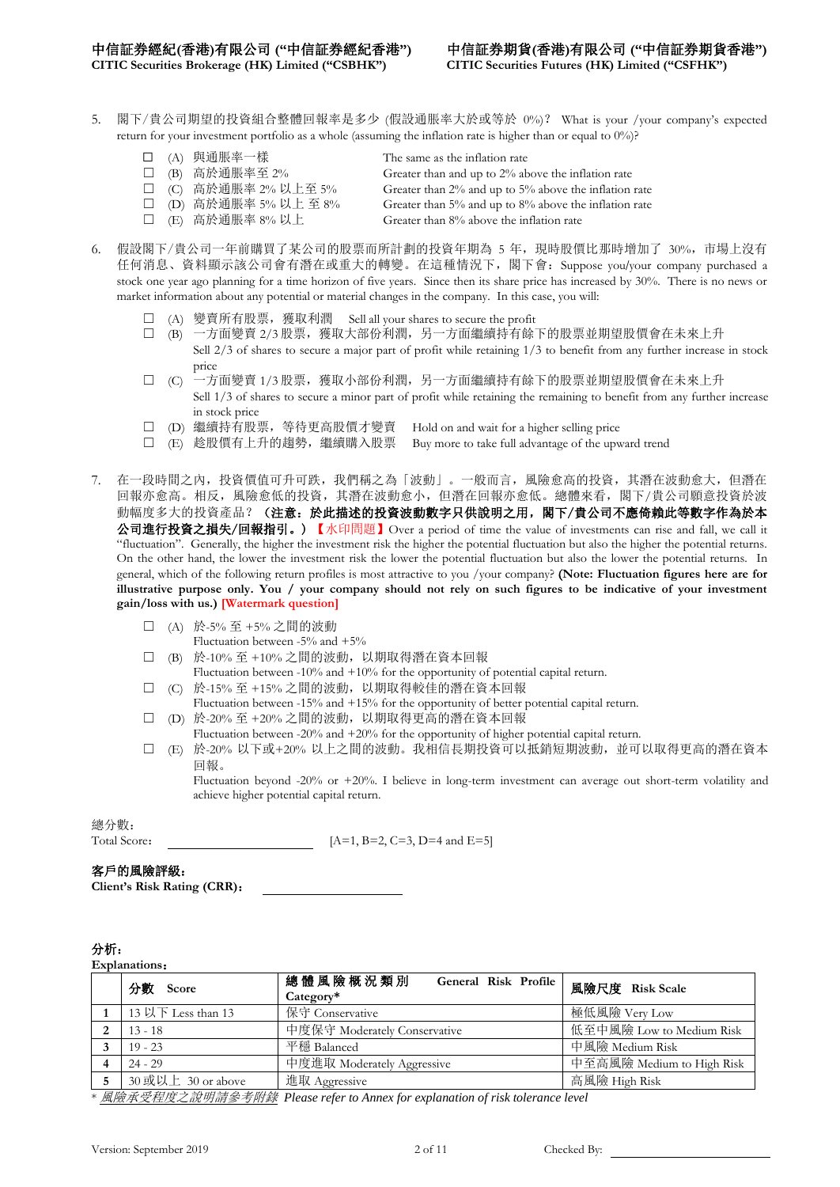**中信証券經紀(香港)有限公司 ("中信証券經紀香港")**
**CITIC Securities Brokerage (HK) Limited ("CSBHK")**

**中信証券期貨(香港)有限公司 ("中信証券期貨香港")**
**CITIC Securities Futures (HK) Limited ("CSFHK")**

5. 閣下/貴公司期望的投資組合整體回報率是多少 (假設通脹率大於或等於 0%)？ What is your /your company's expected return for your investment portfolio as a whole (assuming the inflation rate is higher than or equal to 0%)?

   - ☐ (A) 與通脹率一樣 The same as the inflation rate
   - ☐ (B) 高於通脹率至 2% Greater than and up to 2% above the inflation rate
   - ☐ (C) 高於通脹率 2% 以上至 5% Greater than 2% and up to 5% above the inflation rate
   - ☐ (D) 高於通脹率 5% 以上 至 8% Greater than 5% and up to 8% above the inflation rate
   - ☐ (E) 高於通脹率 8% 以上 Greater than 8% above the inflation rate

6. 假設閣下/貴公司一年前購買了某公司的股票而所計劃的投資年期為 5 年，現時股價比那時增加了 30%，市場上沒有任何消息、資料顯示該公司會有潛在或重大的轉變。在這種情況下，閣下會：Suppose you/your company purchased a stock one year ago planning for a time horizon of five years. Since then its share price has increased by 30%. There is no news or market information about any potential or material changes in the company. In this case, you will:

   - ☐ (A) 變賣所有股票，獲取利潤 Sell all your shares to secure the profit
   - ☐ (B) 一方面變賣 2/3 股票，獲取大部份利潤，另一方面繼續持有餘下的股票並期望股價會在未來上升
     Sell 2/3 of shares to secure a major part of profit while retaining 1/3 to benefit from any further increase in stock price
   - ☐ (C) 一方面變賣 1/3 股票，獲取小部份利潤，另一方面繼續持有餘下的股票並期望股價會在未來上升
     Sell 1/3 of shares to secure a minor part of profit while retaining the remaining to benefit from any further increase in stock price
   - ☐ (D) 繼續持有股票，等待更高股價才變賣 Hold on and wait for a higher selling price
   - ☐ (E) 趁股價有上升的趨勢，繼續購入股票 Buy more to take full advantage of the upward trend

7. 在一段時間之內，投資價值可升可跌，我們稱之為「波動」。一般而言，風險愈高的投資，其潛在波動愈大，但潛在回報亦愈高。相反，風險愈低的投資，其潛在波動愈小，但潛在回報亦愈低。總體來看，閣下/貴公司願意投資於波動幅度多大的投資產品？ **（注意：於此描述的投資波動數字只供說明之用，閣下/貴公司不應倚賴此等數字作為於本公司進行投資之損失/回報指引。）**【水印問題】Over a period of time the value of investments can rise and fall, we call it "fluctuation". Generally, the higher the investment risk the higher the potential fluctuation but also the higher the potential returns. On the other hand, the lower the investment risk the lower the potential fluctuation but also the lower the potential returns. In general, which of the following return profiles is most attractive to you /your company? **(Note: Fluctuation figures here are for illustrative purpose only. You / your company should not rely on such figures to be indicative of your investment gain/loss with us.) [Watermark question]**

   - ☐ (A) 於-5% 至 +5% 之間的波動
     Fluctuation between -5% and +5%
   - ☐ (B) 於-10% 至 +10% 之間的波動，以期取得潛在資本回報
     Fluctuation between -10% and +10% for the opportunity of potential capital return.
   - ☐ (C) 於-15% 至 +15% 之間的波動，以期取得較佳的潛在資本回報
     Fluctuation between -15% and +15% for the opportunity of better potential capital return.
   - ☐ (D) 於-20% 至 +20% 之間的波動，以期取得更高的潛在資本回報
     Fluctuation between -20% and +20% for the opportunity of higher potential capital return.
   - ☐ (E) 於-20% 以下或+20% 以上之間的波動。我相信長期投資可以抵銷短期波動，並可以取得更高的潛在資本回報。
     Fluctuation beyond -20% or +20%. I believe in long-term investment can average out short-term volatility and achieve higher potential capital return.

總分數：
Total Score: ____________________ [A=1, B=2, C=3, D=4 and E=5]

**客戶的風險評級：**
**Client's Risk Rating (CRR):** ____________________

**分析：**
**Explanations:**

| | 分數 Score | 總體風險概況類別 General Risk Profile Category* | 風險尺度 Risk Scale |
|---|---|---|---|
| 1 | 13 以下 Less than 13 | 保守 Conservative | 極低風險 Very Low |
| 2 | 13 - 18 | 中度保守 Moderately Conservative | 低至中風險 Low to Medium Risk |
| 3 | 19 - 23 | 平穩 Balanced | 中風險 Medium Risk |
| 4 | 24 - 29 | 中度進取 Moderately Aggressive | 中至高風險 Medium to High Risk |
| 5 | 30 或以上 30 or above | 進取 Aggressive | 高風險 High Risk |

\* *風險承受程度之說明請參考附錄 Please refer to Annex for explanation of risk tolerance level*

Version: September 2019

Checked By: ____________________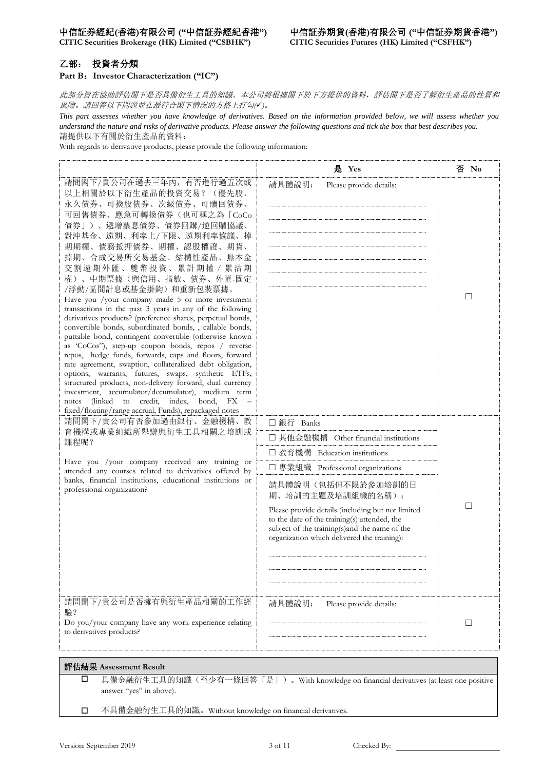**中信証券經紀(香港)有限公司 ("中信証券經紀香港")**
**CITIC Securities Brokerage (HK) Limited ("CSBHK")**

**中信証券期貨(香港)有限公司 ("中信証券期貨香港")**
**CITIC Securities Futures (HK) Limited ("CSFHK")**

## 乙部： 投資者分類

**Part B：Investor Characterization ("IC")**

*此部分旨在協助評估閣下是否具備衍生工具的知識。本公司將根據閣下於下方提供的資料，評估閣下是否了解衍生產品的性質和風險。請回答以下問題並在最符合閣下情況的方格上打勾(✓)。*

*This part assesses whether you have knowledge of derivatives. Based on the information provided below, we will assess whether you understand the nature and risks of derivative products. Please answer the following questions and tick the box that best describes you.*

請提供以下有關於衍生產品的資料：

With regards to derivative products, please provide the following information:

| | 是 Yes | 否 No |
|---|---|---|
| 請問閣下/貴公司在過去三年內，有否進行過五次或以上相關於以下衍生產品的投資交易？（優先股、永久債券、可換股債券、次級債券、可贖回債券、可回售債券、應急可轉換債券（也可稱之為「CoCo債券」）、遞增票息債券、債券回購/逆回購協議、對沖基金、遠期、利率上/下限、遠期利率協議、掉期期權、債務抵押債券、期權、認股權證、期貨、掉期、合成交易所交易基金、結構性產品、無本金交割遠期外匯、雙幣投資、累計期權/累沽期權）、中期票據（與信用、指數、債券、外匯-固定/浮動/區間計息或基金掛鈎）和重新包裝票據。<br>Have you /your company made 5 or more investment transactions in the past 3 years in any of the following derivatives products? (preference shares, perpetual bonds, convertible bonds, subordinated bonds, , callable bonds, puttable bond, contingent convertible (otherwise known as 'CoCos"), step-up coupon bonds, repos / reverse repos, hedge funds, forwards, caps and floors, forward rate agreement, swaption, collateralized debt obligation, options, warrants, futures, swaps, synthetic ETFs, structured products, non-delivery forward, dual currency investment, accumulator/decumulator), medium term notes (linked to credit, index, bond, FX – fixed/floating/range accrual, Funds), repackaged notes | 請具體說明： Please provide details:<br>..........<br>..........<br>..........<br>..........<br>..........<br>..........<br>.......... | ☐ |
| 請問閣下/貴公司有否參加過由銀行、金融機構、教育機構或專業組織所舉辦與衍生工具相關之培訓或課程呢？<br>Have you /your company received any training or attended any courses related to derivatives offered by banks, financial institutions, educational institutions or professional organization? | ☐ 銀行 Banks<br>☐ 其他金融機構 Other financial institutions<br>☐ 教育機構 Education institutions<br>☐ 專業組織 Professional organizations<br>請具體說明（包括但不限於參加培訓的日期、培訓的主題及培訓組織的名稱）：<br>Please provide details (including but not limited to the date of the training(s) attended, the subject of the training(s)and the name of the organization which delivered the training):<br>..........<br>..........<br>.......... | ☐ |
| 請問閣下/貴公司是否擁有與衍生產品相關的工作經驗？<br>Do you/your company have any work experience relating to derivatives products? | 請具體說明： Please provide details:<br>..........<br>.......... | ☐ |

| **評估結果 Assessment Result** |
|---|
| ☐ 具備金融衍生工具的知識（至少有一條回答「是」）。With knowledge on financial derivatives (at least one positive answer "yes" in above). |
| ☐ 不具備金融衍生工具的知識。Without knowledge on financial derivatives. |

Version: September 2019

Checked By: ____________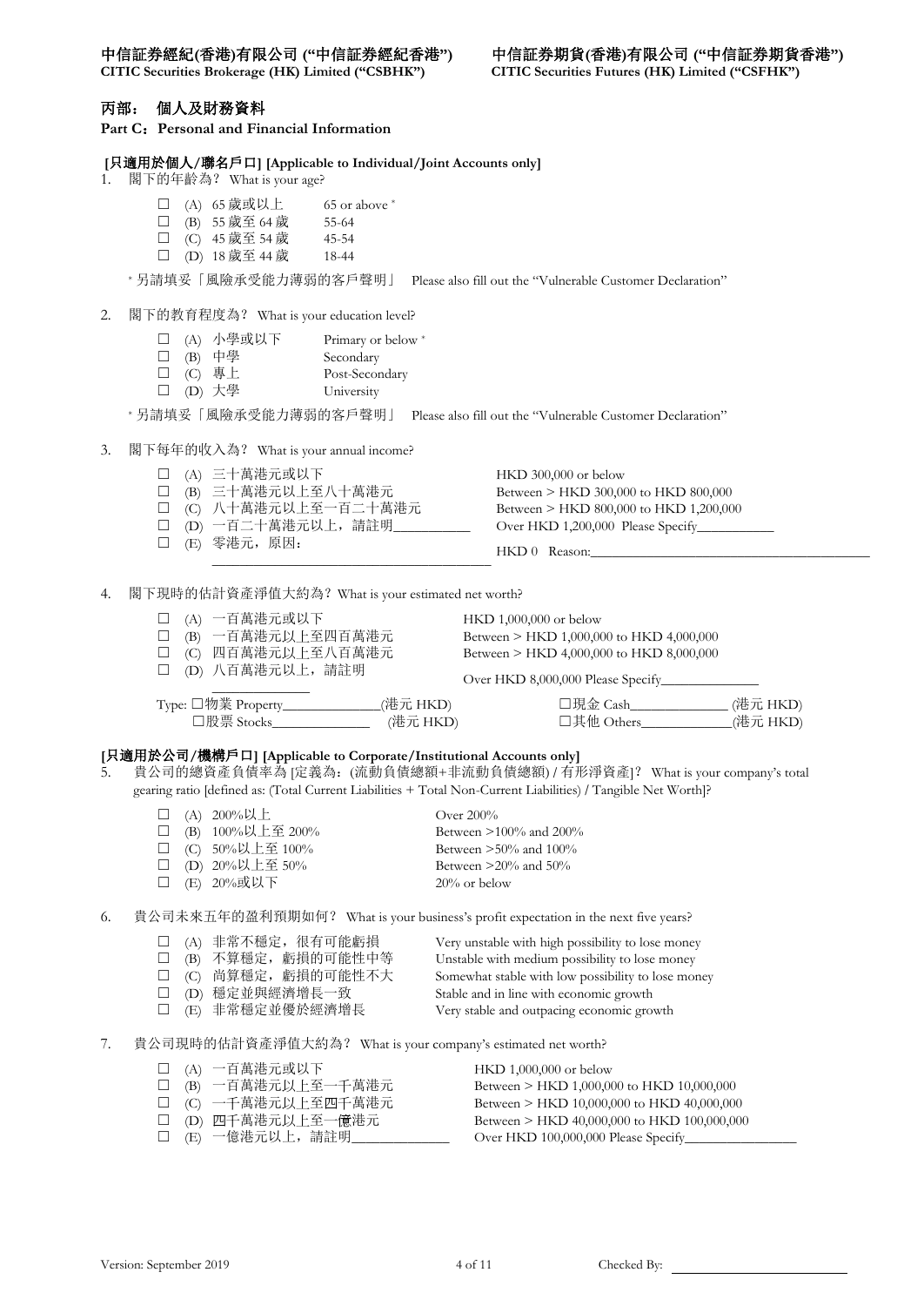# 丙部： 個人及財務資料

**Part C：Personal and Financial Information**

**[只適用於個人/聯名戶口] [Applicable to Individual/Joint Accounts only]**

1. 閣下的年齡為？ What is your age?

   - ☐ (A) 65 歲或以上 65 or above *
   - ☐ (B) 55 歲至 64 歲 55-64
   - ☐ (C) 45 歲至 54 歲 45-54
   - ☐ (D) 18 歲至 44 歲 18-44

   * 另請填妥「風險承受能力薄弱的客戶聲明」 Please also fill out the "Vulnerable Customer Declaration"

2. 閣下的教育程度為？ What is your education level?

   - ☐ (A) 小學或以下 Primary or below *
   - ☐ (B) 中學 Secondary
   - ☐ (C) 專上 Post-Secondary
   - ☐ (D) 大學 University

   * 另請填妥「風險承受能力薄弱的客戶聲明」 Please also fill out the "Vulnerable Customer Declaration"

3. 閣下每年的收入為？ What is your annual income?

   - ☐ (A) 三十萬港元或以下 HKD 300,000 or below
   - ☐ (B) 三十萬港元以上至八十萬港元 Between > HKD 300,000 to HKD 800,000
   - ☐ (C) 八十萬港元以上至一百二十萬港元 Between > HKD 800,000 to HKD 1,200,000
   - ☐ (D) 一百二十萬港元以上，請註明\_\_\_\_\_\_\_\_\_\_ Over HKD 1,200,000 Please Specify\_\_\_\_\_\_\_\_\_\_
   - ☐ (E) 零港元，原因：\_\_\_\_\_\_\_\_\_\_ HKD 0 Reason:\_\_\_\_\_\_\_\_\_\_

4. 閣下現時的估計資產淨值大約為？ What is your estimated net worth?

   - ☐ (A) 一百萬港元或以下 HKD 1,000,000 or below
   - ☐ (B) 一百萬港元以上至四百萬港元 Between > HKD 1,000,000 to HKD 4,000,000
   - ☐ (C) 四百萬港元以上至八百萬港元 Between > HKD 4,000,000 to HKD 8,000,000
   - ☐ (D) 八百萬港元以上，請註明\_\_\_\_\_\_\_\_\_\_ Over HKD 8,000,000 Please Specify\_\_\_\_\_\_\_\_\_\_

   Type: ☐物業 Property\_\_\_\_\_\_\_\_\_\_(港元 HKD) ☐現金 Cash\_\_\_\_\_\_\_\_\_\_(港元 HKD)
   ☐股票 Stocks\_\_\_\_\_\_\_\_\_\_(港元 HKD) ☐其他 Others\_\_\_\_\_\_\_\_\_\_(港元 HKD)

**[只適用於公司/機構戶口] [Applicable to Corporate/Institutional Accounts only]**

5. 貴公司的總資產負債率為 [定義為：(流動負債總額+非流動負債總額) / 有形淨資產]？ What is your company's total gearing ratio [defined as: (Total Current Liabilities + Total Non-Current Liabilities) / Tangible Net Worth]?

   - ☐ (A) 200%以上 Over 200%
   - ☐ (B) 100%以上至 200% Between >100% and 200%
   - ☐ (C) 50%以上至 100% Between >50% and 100%
   - ☐ (D) 20%以上至 50% Between >20% and 50%
   - ☐ (E) 20%或以下 20% or below

6. 貴公司未來五年的盈利預期如何？ What is your business's profit expectation in the next five years?

   - ☐ (A) 非常不穩定，很有可能虧損 Very unstable with high possibility to lose money
   - ☐ (B) 不算穩定，虧損的可能性中等 Unstable with medium possibility to lose money
   - ☐ (C) 尚算穩定，虧損的可能性不大 Somewhat stable with low possibility to lose money
   - ☐ (D) 穩定並與經濟增長一致 Stable and in line with economic growth
   - ☐ (E) 非常穩定並優於經濟增長 Very stable and outpacing economic growth

7. 貴公司現時的估計資產淨值大約為？ What is your company's estimated net worth?

   - ☐ (A) 一百萬港元或以下 HKD 1,000,000 or below
   - ☐ (B) 一百萬港元以上至一千萬港元 Between > HKD 1,000,000 to HKD 10,000,000
   - ☐ (C) 一千萬港元以上至四千萬港元 Between > HKD 10,000,000 to HKD 40,000,000
   - ☐ (D) 四千萬港元以上至一億港元 Between > HKD 40,000,000 to HKD 100,000,000
   - ☐ (E) 一億港元以上，請註明\_\_\_\_\_\_\_\_\_\_ Over HKD 100,000,000 Please Specify\_\_\_\_\_\_\_\_\_\_

Checked By: \_\_\_\_\_\_\_\_\_\_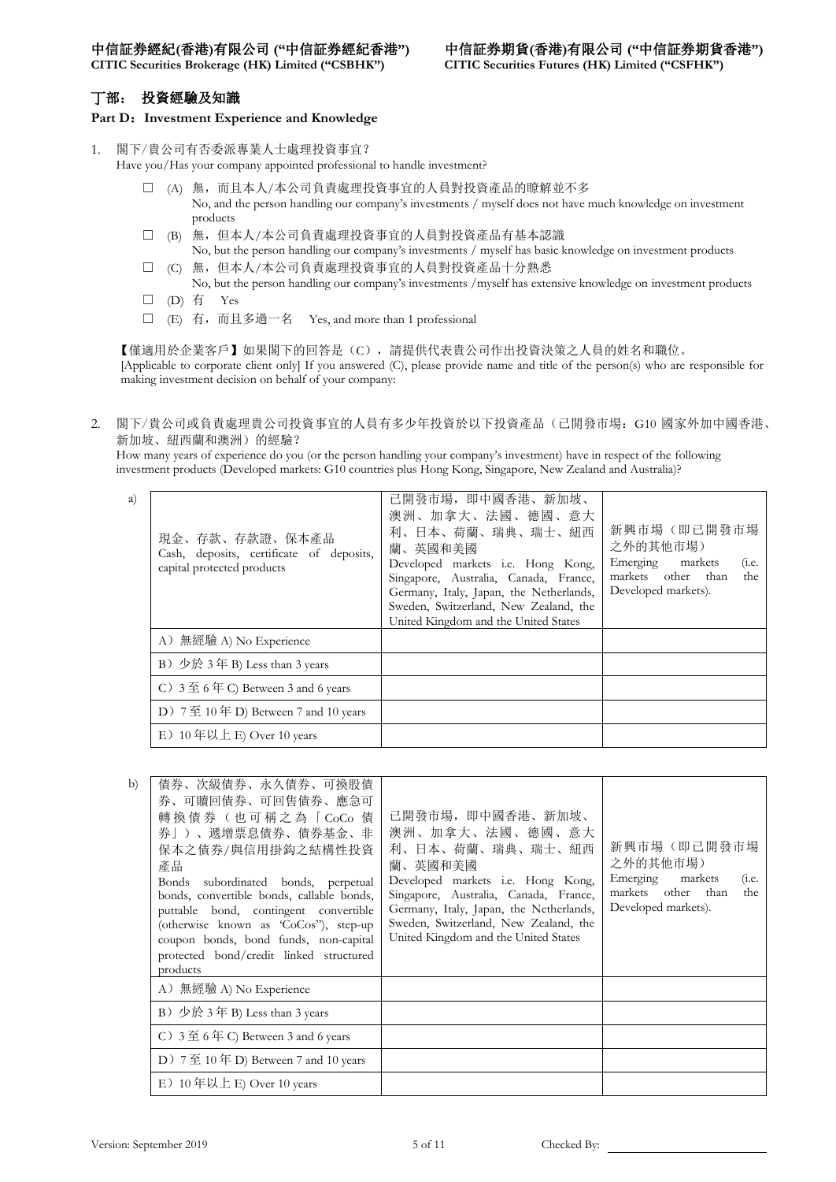中信証券經紀(香港)有限公司 ("中信証券經紀香港")
CITIC Securities Brokerage (HK) Limited ("CSBHK")

中信証券期貨(香港)有限公司 ("中信証券期貨香港")
CITIC Securities Futures (HK) Limited ("CSFHK")

## 丁部： 投資經驗及知識

### Part D：Investment Experience and Knowledge

1. 閣下/貴公司有否委派專業人士處理投資事宜？
   Have you/Has your company appointed professional to handle investment?

   ☐ (A) 無，而且本人/本公司負責處理投資事宜的人員對投資產品的瞭解並不多
   No, and the person handling our company's investments / myself does not have much knowledge on investment products

   ☐ (B) 無，但本人/本公司負責處理投資事宜的人員對投資產品有基本認識
   No, but the person handling our company's investments / myself has basic knowledge on investment products

   ☐ (C) 無，但本人/本公司負責處理投資事宜的人員對投資產品十分熟悉
   No, but the person handling our company's investments /myself has extensive knowledge on investment products

   ☐ (D) 有 Yes

   ☐ (E) 有，而且多過一名 Yes, and more than 1 professional

   【僅適用於企業客戶】如果閣下的回答是（C），請提供代表貴公司作出投資決策之人員的姓名和職位。
   [Applicable to corporate client only] If you answered (C), please provide name and title of the person(s) who are responsible for making investment decision on behalf of your company:

2. 閣下/貴公司或負責處理貴公司投資事宜的人員有多少年投資於以下投資產品（已開發市場：G10 國家外加中國香港、新加坡、紐西蘭和澳洲）的經驗？
   How many years of experience do you (or the person handling your company's investment) have in respect of the following investment products (Developed markets: G10 countries plus Hong Kong, Singapore, New Zealand and Australia)?

a)

| 現金、存款、存款證、保本產品<br>Cash, deposits, certificate of deposits, capital protected products | 已開發市場，即中國香港、新加坡、澳洲、加拿大、法國、德國、意大利、日本、荷蘭、瑞典、瑞士、紐西蘭、英國和美國<br>Developed markets i.e. Hong Kong, Singapore, Australia, Canada, France, Germany, Italy, Japan, the Netherlands, Sweden, Switzerland, New Zealand, the United Kingdom and the United States | 新興市場（即已開發市場之外的其他市場）<br>Emerging markets (i.e. markets other than the Developed markets). |
|---|---|---|
| A）無經驗 A) No Experience | | |
| B）少於 3 年 B) Less than 3 years | | |
| C）3 至 6 年 C) Between 3 and 6 years | | |
| D）7 至 10 年 D) Between 7 and 10 years | | |
| E）10 年以上 E) Over 10 years | | |

b)

| 債券、次級債券、永久債券、可換股債券、可贖回債券、可回售債券、應急可轉換債券（也可稱之為「CoCo 債券」）、遞增票息債券、債券基金、非保本之債券/與信用掛鉤之結構性投資產品<br>Bonds subordinated bonds, perpetual bonds, convertible bonds, callable bonds, puttable bond, contingent convertible (otherwise known as 'CoCos"), step-up coupon bonds, bond funds, non-capital protected bond/credit linked structured products | 已開發市場，即中國香港、新加坡、澳洲、加拿大、法國、德國、意大利、日本、荷蘭、瑞典、瑞士、紐西蘭、英國和美國<br>Developed markets i.e. Hong Kong, Singapore, Australia, Canada, France, Germany, Italy, Japan, the Netherlands, Sweden, Switzerland, New Zealand, the United Kingdom and the United States | 新興市場（即已開發市場之外的其他市場）<br>Emerging markets (i.e. markets other than the Developed markets). |
|---|---|---|
| A）無經驗 A) No Experience | | |
| B）少於 3 年 B) Less than 3 years | | |
| C）3 至 6 年 C) Between 3 and 6 years | | |
| D）7 至 10 年 D) Between 7 and 10 years | | |
| E）10 年以上 E) Over 10 years | | |

Checked By: ____________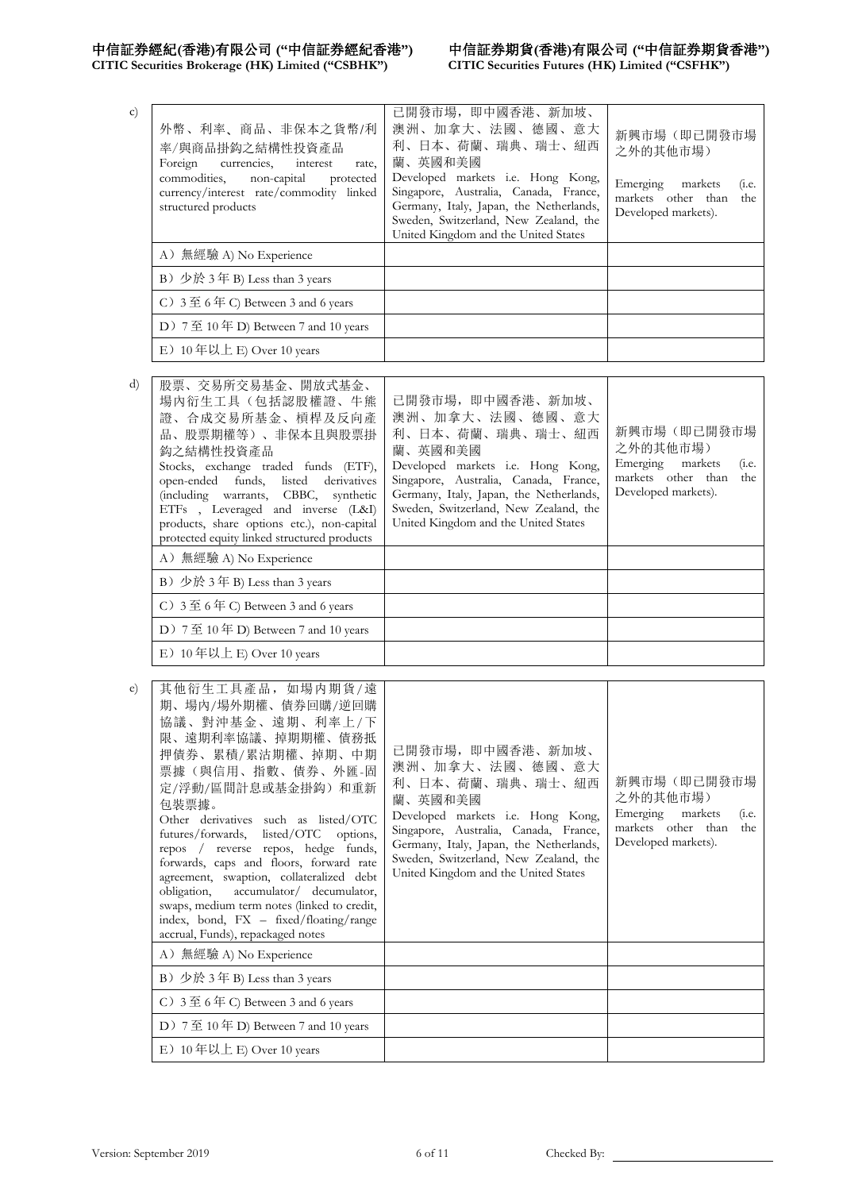c)

| 外幣、利率、商品、非保本之貨幣/利率/與商品掛鈎之結構性投資產品<br>Foreign currencies, interest rate, commodities, non-capital protected currency/interest rate/commodity linked structured products | 已開發市場，即中國香港、新加坡、澳洲、加拿大、法國、德國、意大利、日本、荷蘭、瑞典、瑞士、紐西蘭、英國和美國<br>Developed markets i.e. Hong Kong, Singapore, Australia, Canada, France, Germany, Italy, Japan, the Netherlands, Sweden, Switzerland, New Zealand, the United Kingdom and the United States | 新興市場（即已開發市場之外的其他市場）<br>Emerging markets (i.e. markets other than the Developed markets). |
|---|---|---|
| A）無經驗 A) No Experience | | |
| B）少於 3 年 B) Less than 3 years | | |
| C）3 至 6 年 C) Between 3 and 6 years | | |
| D）7 至 10 年 D) Between 7 and 10 years | | |
| E）10 年以上 E) Over 10 years | | |

d)

| 股票、交易所交易基金、開放式基金、場內衍生工具（包括認股權證、牛熊證、合成交易所基金、槓桿及反向產品、股票期權等）、非保本且與股票掛鈎之結構性投資產品<br>Stocks, exchange traded funds (ETF), open-ended funds, listed derivatives (including warrants, CBBC, synthetic ETFs , Leveraged and inverse (L&I) products, share options etc.), non-capital protected equity linked structured products | 已開發市場，即中國香港、新加坡、澳洲、加拿大、法國、德國、意大利、日本、荷蘭、瑞典、瑞士、紐西蘭、英國和美國<br>Developed markets i.e. Hong Kong, Singapore, Australia, Canada, France, Germany, Italy, Japan, the Netherlands, Sweden, Switzerland, New Zealand, the United Kingdom and the United States | 新興市場（即已開發市場之外的其他市場）<br>Emerging markets (i.e. markets other than the Developed markets). |
|---|---|---|
| A）無經驗 A) No Experience | | |
| B）少於 3 年 B) Less than 3 years | | |
| C）3 至 6 年 C) Between 3 and 6 years | | |
| D）7 至 10 年 D) Between 7 and 10 years | | |
| E）10 年以上 E) Over 10 years | | |

e)

| 其他衍生工具產品，如場內期貨/遠期、場內/場外期權、債券回購/逆回購協議、對沖基金、遠期、利率上/下限、遠期利率協議、掉期期權、債務抵押債券、累積/累沽期權、掉期、中期票據（與信用、指數、債券、外匯-固定/浮動/區間計息或基金掛鈎）和重新包裝票據。<br>Other derivatives such as listed/OTC futures/forwards, listed/OTC options, repos / reverse repos, hedge funds, forwards, caps and floors, forward rate agreement, swaption, collateralized debt obligation, accumulator/ decumulator, swaps, medium term notes (linked to credit, index, bond, FX – fixed/floating/range accrual, Funds), repackaged notes | 已開發市場，即中國香港、新加坡、澳洲、加拿大、法國、德國、意大利、日本、荷蘭、瑞典、瑞士、紐西蘭、英國和美國<br>Developed markets i.e. Hong Kong, Singapore, Australia, Canada, France, Germany, Italy, Japan, the Netherlands, Sweden, Switzerland, New Zealand, the United Kingdom and the United States | 新興市場（即已開發市場之外的其他市場）<br>Emerging markets (i.e. markets other than the Developed markets). |
|---|---|---|
| A）無經驗 A) No Experience | | |
| B）少於 3 年 B) Less than 3 years | | |
| C）3 至 6 年 C) Between 3 and 6 years | | |
| D）7 至 10 年 D) Between 7 and 10 years | | |
| E）10 年以上 E) Over 10 years | | |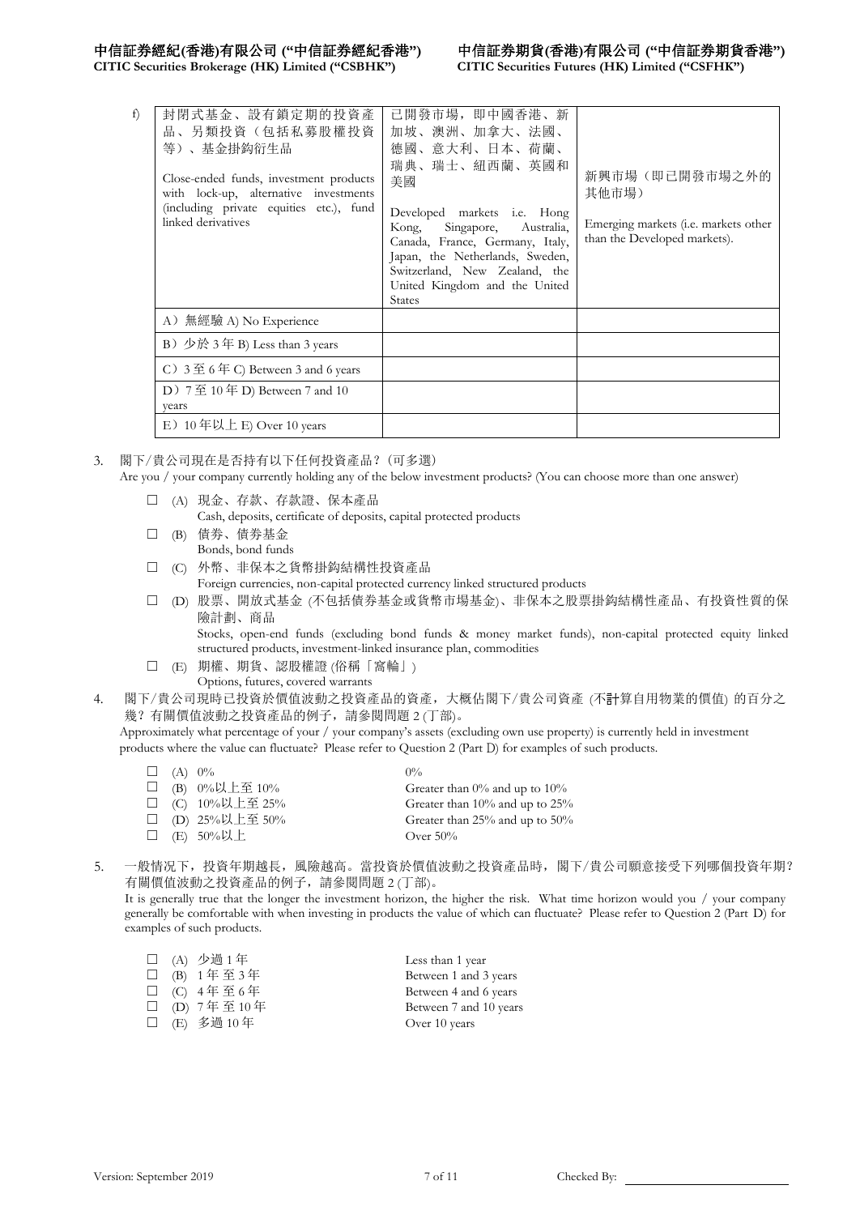| f) | 封閉式基金、設有鎖定期的投資產品、另類投資（包括私募股權投資等）、基金掛鈎衍生品<br><br>Close-ended funds, investment products with lock-up, alternative investments (including private equities etc.), fund linked derivatives | 已開發市場，即中國香港、新加坡、澳洲、加拿大、法國、德國、意大利、日本、荷蘭、瑞典、瑞士、紐西蘭、英國和美國<br><br>Developed markets i.e. Hong Kong, Singapore, Australia, Canada, France, Germany, Italy, Japan, the Netherlands, Sweden, Switzerland, New Zealand, the United Kingdom and the United States | 新興市場（即已開發市場之外的其他市場）<br><br>Emerging markets (i.e. markets other than the Developed markets). |
|---|---|---|---|
| | A）無經驗 A) No Experience | | |
| | B）少於 3 年 B) Less than 3 years | | |
| | C）3 至 6 年 C) Between 3 and 6 years | | |
| | D）7 至 10 年 D) Between 7 and 10 years | | |
| | E）10 年以上 E) Over 10 years | | |

3. 閣下/貴公司現在是否持有以下任何投資產品？(可多選)
   Are you / your company currently holding any of the below investment products? (You can choose more than one answer)

   ☐ (A) 現金、存款、存款證、保本產品
   Cash, deposits, certificate of deposits, capital protected products

   ☐ (B) 債券、債券基金
   Bonds, bond funds

   ☐ (C) 外幣、非保本之貨幣掛鈎結構性投資產品
   Foreign currencies, non-capital protected currency linked structured products

   ☐ (D) 股票、開放式基金 (不包括債券基金或貨幣市場基金)、非保本之股票掛鈎結構性產品、有投資性質的保險計劃、商品
   Stocks, open-end funds (excluding bond funds & money market funds), non-capital protected equity linked structured products, investment-linked insurance plan, commodities

   ☐ (E) 期權、期貨、認股權證 (俗稱「窩輪」)
   Options, futures, covered warrants

4. 閣下/貴公司現時已投資於價值波動之投資產品的資產，大概佔閣下/貴公司資產 (不計算自用物業的價值) 的百分之幾？有關價值波動之投資產品的例子，請參閱問題 2 (丁部)。
   Approximately what percentage of your / your company's assets (excluding own use property) is currently held in investment products where the value can fluctuate? Please refer to Question 2 (Part D) for examples of such products.

   ☐ (A) 0% — 0%
   ☐ (B) 0%以上至 10% — Greater than 0% and up to 10%
   ☐ (C) 10%以上至 25% — Greater than 10% and up to 25%
   ☐ (D) 25%以上至 50% — Greater than 25% and up to 50%
   ☐ (E) 50%以上 — Over 50%

5. 一般情況下，投資年期越長，風險越高。當投資於價值波動之投資產品時，閣下/貴公司願意接受下列哪個投資年期？有關價值波動之投資產品的例子，請參閱問題 2 (丁部)。
   It is generally true that the longer the investment horizon, the higher the risk. What time horizon would you / your company generally be comfortable with when investing in products the value of which can fluctuate? Please refer to Question 2 (Part D) for examples of such products.

   ☐ (A) 少過 1 年 — Less than 1 year
   ☐ (B) 1 年 至 3 年 — Between 1 and 3 years
   ☐ (C) 4 年 至 6 年 — Between 4 and 6 years
   ☐ (D) 7 年 至 10 年 — Between 7 and 10 years
   ☐ (E) 多過 10 年 — Over 10 years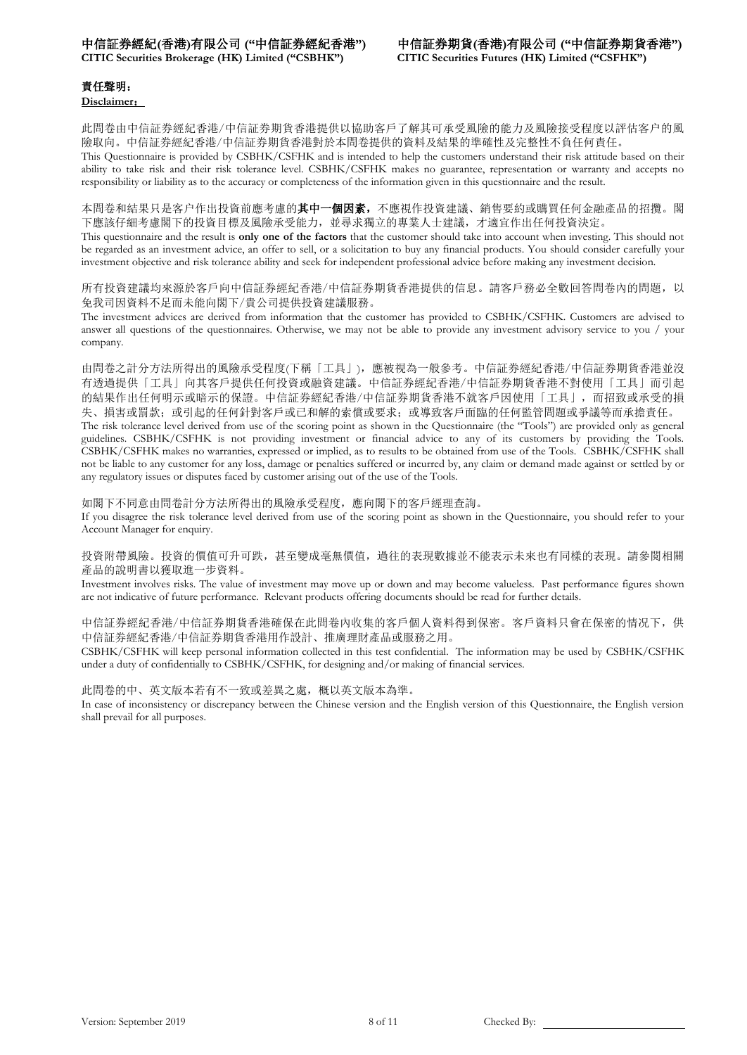**中信証券經紀(香港)有限公司 ("中信証券經紀香港")**
**CITIC Securities Brokerage (HK) Limited ("CSBHK")**

**中信証券期貨(香港)有限公司 ("中信証券期貨香港")**
**CITIC Securities Futures (HK) Limited ("CSFHK")**

## 責任聲明：

**Disclaimer：**

此問卷由中信証券經紀香港/中信証券期貨香港提供以協助客戶了解其可承受風險的能力及風險接受程度以評估客户的風險取向。中信証券經紀香港/中信証券期貨香港對於本問卷提供的資料及結果的準確性及完整性不負任何責任。

This Questionnaire is provided by CSBHK/CSFHK and is intended to help the customers understand their risk attitude based on their ability to take risk and their risk tolerance level. CSBHK/CSFHK makes no guarantee, representation or warranty and accepts no responsibility or liability as to the accuracy or completeness of the information given in this questionnaire and the result.

本問卷和結果只是客户作出投資前應考慮的**其中一個因素，**不應視作投資建議、銷售要約或購買任何金融產品的招攬。閣下應該仔細考慮閣下的投資目標及風險承受能力，並尋求獨立的專業人士建議，才適宜作出任何投資決定。

This questionnaire and the result is **only one of the factors** that the customer should take into account when investing. This should not be regarded as an investment advice, an offer to sell, or a solicitation to buy any financial products. You should consider carefully your investment objective and risk tolerance ability and seek for independent professional advice before making any investment decision.

所有投資建議均來源於客戶向中信証券經紀香港/中信証券期貨香港提供的信息。請客戶務必全數回答問卷內的問題，以免我司因資料不足而未能向閣下/貴公司提供投資建議服務。

The investment advices are derived from information that the customer has provided to CSBHK/CSFHK. Customers are advised to answer all questions of the questionnaires. Otherwise, we may not be able to provide any investment advisory service to you / your company.

由問卷之計分方法所得出的風險承受程度(下稱「工具」)，應被視為一般參考。中信証券經紀香港/中信証券期貨香港並沒有透過提供「工具」向其客戶提供任何投資或融資建議。中信証券經紀香港/中信証券期貨香港不對使用「工具」而引起的結果作出任何明示或暗示的保證。中信証券經紀香港/中信証券期貨香港不就客戶因使用「工具」，而招致或承受的損失、損害或罰款；或引起的任何針對客戶或已和解的索償或要求；或導致客戶面臨的任何監管問題或爭議等而承擔責任。

The risk tolerance level derived from use of the scoring point as shown in the Questionnaire (the "Tools") are provided only as general guidelines. CSBHK/CSFHK is not providing investment or financial advice to any of its customers by providing the Tools. CSBHK/CSFHK makes no warranties, expressed or implied, as to results to be obtained from use of the Tools. CSBHK/CSFHK shall not be liable to any customer for any loss, damage or penalties suffered or incurred by, any claim or demand made against or settled by or any regulatory issues or disputes faced by customer arising out of the use of the Tools.

如閣下不同意由問卷計分方法所得出的風險承受程度，應向閣下的客戶經理查詢。

If you disagree the risk tolerance level derived from use of the scoring point as shown in the Questionnaire, you should refer to your Account Manager for enquiry.

投資附帶風險。投資的價值可升可跌，甚至變成毫無價值，過往的表現數據並不能表示未來也有同樣的表現。請參閱相關產品的說明書以獲取進一步資料。

Investment involves risks. The value of investment may move up or down and may become valueless. Past performance figures shown are not indicative of future performance. Relevant products offering documents should be read for further details.

中信証券經紀香港/中信証券期貨香港確保在此問卷內收集的客戶個人資料得到保密。客戶資料只會在保密的情況下，供中信証券經紀香港/中信証券期貨香港用作設計、推廣理財產品或服務之用。

CSBHK/CSFHK will keep personal information collected in this test confidential. The information may be used by CSBHK/CSFHK under a duty of confidentially to CSBHK/CSFHK, for designing and/or making of financial services.

此問卷的中、英文版本若有不一致或差異之處，概以英文版本為準。

In case of inconsistency or discrepancy between the Chinese version and the English version of this Questionnaire, the English version shall prevail for all purposes.

Version: September 2019

Checked By: \_\_\_\_\_\_\_\_\_\_\_\_\_\_\_\_\_\_\_\_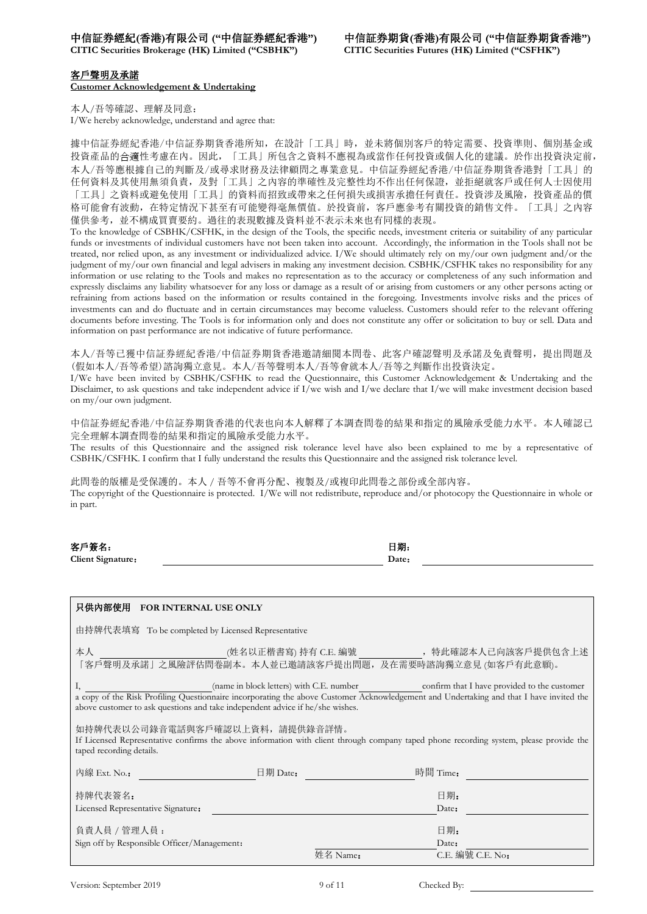**中信証券經紀(香港)有限公司 ("中信証券經紀香港")**
**CITIC Securities Brokerage (HK) Limited ("CSBHK")**

**中信証券期貨(香港)有限公司 ("中信証券期貨香港")**
**CITIC Securities Futures (HK) Limited ("CSFHK")**

## 客戶聲明及承諾
## Customer Acknowledgement & Undertaking

本人/吾等確認、理解及同意：
I/We hereby acknowledge, understand and agree that:

據中信証券經紀香港/中信証券期貨香港所知，在設計「工具」時，並未將個別客戶的特定需要、投資準則、個別基金或投資產品的合適性考慮在內。因此，「工具」所包含之資料不應視為或當作任何投資或個人化的建議。於作出投資決定前，本人/吾等應根據自己的判斷及/或尋求財務及法律顧問之專業意見。中信証券經紀香港/中信証券期貨香港對「工具」的任何資料及其使用無須負責，及對「工具」之內容的準確性及完整性均不作出任何保證，並拒絕就客戶或任何人士因使用「工具」之資料或避免使用「工具」的資料而招致或帶來之任何損失或損害承擔任何責任。投資涉及風險，投資產品的價格可能會有波動，在特定情況下甚至有可能變得毫無價值。於投資前，客戶應參考有關投資的銷售文件。「工具」之內容僅供參考，並不構成買賣要約。過往的表現數據及資料並不表示未來也有同樣的表現。
To the knowledge of CSBHK/CSFHK, in the design of the Tools, the specific needs, investment criteria or suitability of any particular funds or investments of individual customers have not been taken into account. Accordingly, the information in the Tools shall not be treated, nor relied upon, as any investment or individualized advice. I/We should ultimately rely on my/our own judgment and/or the judgment of my/our own financial and legal advisers in making any investment decision. CSBHK/CSFHK takes no responsibility for any information or use relating to the Tools and makes no representation as to the accuracy or completeness of any such information and expressly disclaims any liability whatsoever for any loss or damage as a result of or arising from customers or any other persons acting or refraining from actions based on the information or results contained in the foregoing. Investments involve risks and the prices of investments can and do fluctuate and in certain circumstances may become valueless. Customers should refer to the relevant offering documents before investing. The Tools is for information only and does not constitute any offer or solicitation to buy or sell. Data and information on past performance are not indicative of future performance.

本人/吾等已獲中信証券經紀香港/中信証券期貨香港邀請細閱本問卷、此客户確認聲明及承諾及免責聲明，提出問題及(假如本人/吾等希望)諮詢獨立意見。本人/吾等聲明本人/吾等會就本人/吾等之判斷作出投資決定。
I/We have been invited by CSBHK/CSFHK to read the Questionnaire, this Customer Acknowledgement & Undertaking and the Disclaimer, to ask questions and take independent advice if I/we wish and I/we declare that I/we will make investment decision based on my/our own judgment.

中信証券經紀香港/中信証券期貨香港的代表也向本人解釋了本調查問卷的結果和指定的風險承受能力水平。本人確認已完全理解本調查問卷的結果和指定的風險承受能力水平。
The results of this Questionnaire and the assigned risk tolerance level have also been explained to me by a representative of CSBHK/CSFHK. I confirm that I fully understand the results this Questionnaire and the assigned risk tolerance level.

此問卷的版權是受保護的。本人 / 吾等不會再分配、複製及/或複印此問卷之部份或全部內容。
The copyright of the Questionnaire is protected. I/We will not redistribute, reproduce and/or photocopy the Questionnaire in whole or in part.

**客戶簽名：**
**Client Signature：** ______________________________

**日期：**
**Date：** ______________________________

---

**只供內部使用 FOR INTERNAL USE ONLY**

由持牌代表填寫 To be completed by Licensed Representative

本人 ____________________(姓名以正楷書寫) 持有 C.E. 編號 __________，特此確認本人已向該客戶提供包含上述「客戶聲明及承諾」之風險評估問卷副本。本人並已邀請該客戶提出問題，及在需要時諮詢獨立意見 (如客戶有此意願)。

I, ____________________(name in block letters) with C.E. number __________ confirm that I have provided to the customer a copy of the Risk Profiling Questionnaire incorporating the above Customer Acknowledgement and Undertaking and that I have invited the above customer to ask questions and take independent advice if he/she wishes.

如持牌代表以公司錄音電話與客戶確認以上資料，請提供錄音詳情。
If Licensed Representative confirms the above information with client through company taped phone recording system, please provide the taped recording details.

內線 Ext. No.：__________ 日期 Date：__________ 時間 Time：__________

持牌代表簽名：
Licensed Representative Signature：______________________________
日期：
Date：__________

負責人員 / 管理人員：
Sign off by Responsible Officer/Management：______________________________
姓名 Name：
日期：
Date：__________
C.E. 編號 C.E. No：

Version: September 2019

Checked By: __________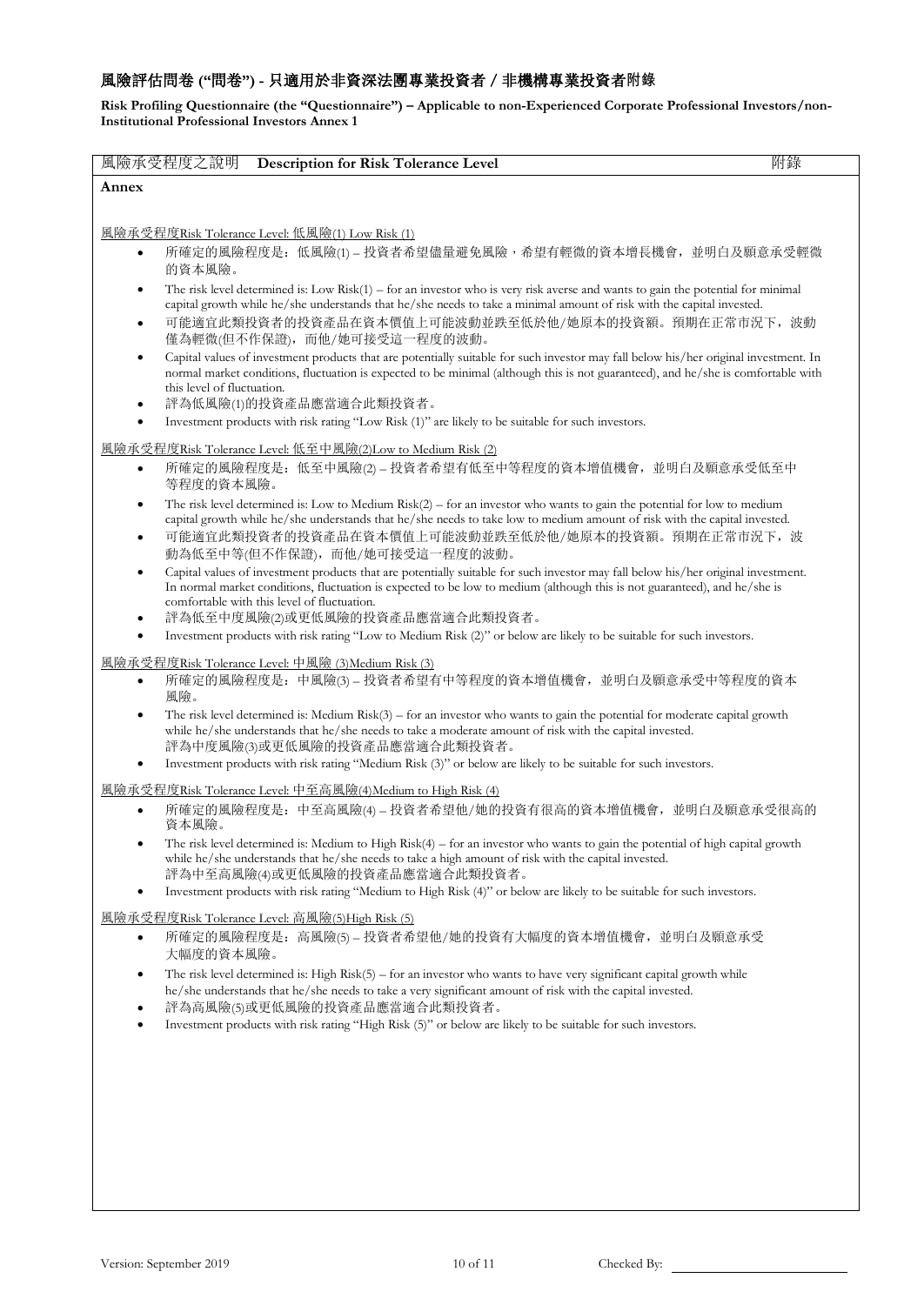# 風險評估問卷 ("問卷") - 只適用於非資深法團專業投資者 / 非機構專業投資者附錄

**Risk Profiling Questionnaire (the "Questionnaire") – Applicable to non-Experienced Corporate Professional Investors/non-Institutional Professional Investors Annex 1**

## 風險承受程度之說明 **Description for Risk Tolerance Level** 附錄

**Annex**

風險承受程度Risk Tolerance Level: 低風險(1) Low Risk (1)

- 所確定的風險程度是：低風險(1) – 投資者希望儘量避免風險，希望有輕微的資本增長機會，並明白及願意承受輕微的資本風險。
- The risk level determined is: Low Risk(1) – for an investor who is very risk averse and wants to gain the potential for minimal capital growth while he/she understands that he/she needs to take a minimal amount of risk with the capital invested.
- 可能適宜此類投資者的投資產品在資本價值上可能波動並跌至低於他/她原本的投資額。預期在正常市況下，波動僅為輕微(但不作保證)，而他/她可接受這一程度的波動。
- Capital values of investment products that are potentially suitable for such investor may fall below his/her original investment. In normal market conditions, fluctuation is expected to be minimal (although this is not guaranteed), and he/she is comfortable with this level of fluctuation.
- 評為低風險(1)的投資產品應當適合此類投資者。
- Investment products with risk rating "Low Risk (1)" are likely to be suitable for such investors.

風險承受程度Risk Tolerance Level: 低至中風險(2)Low to Medium Risk (2)

- 所確定的風險程度是：低至中風險(2) – 投資者希望有低至中等程度的資本增值機會，並明白及願意承受低至中等程度的資本風險。
- The risk level determined is: Low to Medium Risk(2) – for an investor who wants to gain the potential for low to medium capital growth while he/she understands that he/she needs to take low to medium amount of risk with the capital invested.
- 可能適宜此類投資者的投資產品在資本價值上可能波動並跌至低於他/她原本的投資額。預期在正常市況下，波動為低至中等(但不作保證)，而他/她可接受這一程度的波動。
- Capital values of investment products that are potentially suitable for such investor may fall below his/her original investment. In normal market conditions, fluctuation is expected to be low to medium (although this is not guaranteed), and he/she is comfortable with this level of fluctuation.
- 評為低至中度風險(2)或更低風險的投資產品應當適合此類投資者。
- Investment products with risk rating "Low to Medium Risk (2)" or below are likely to be suitable for such investors.

風險承受程度Risk Tolerance Level: 中風險 (3)Medium Risk (3)

- 所確定的風險程度是：中風險(3) – 投資者希望有中等程度的資本增值機會，並明白及願意承受中等程度的資本風險。
- The risk level determined is: Medium Risk(3) – for an investor who wants to gain the potential for moderate capital growth while he/she understands that he/she needs to take a moderate amount of risk with the capital invested.
  評為中度風險(3)或更低風險的投資產品應當適合此類投資者。
- Investment products with risk rating "Medium Risk (3)" or below are likely to be suitable for such investors.

風險承受程度Risk Tolerance Level: 中至高風險(4)Medium to High Risk (4)

- 所確定的風險程度是：中至高風險(4) – 投資者希望他/她的投資有很高的資本增值機會，並明白及願意承受很高的資本風險。
- The risk level determined is: Medium to High Risk(4) – for an investor who wants to gain the potential of high capital growth while he/she understands that he/she needs to take a high amount of risk with the capital invested.
  評為中至高風險(4)或更低風險的投資產品應當適合此類投資者。
- Investment products with risk rating "Medium to High Risk (4)" or below are likely to be suitable for such investors.

風險承受程度Risk Tolerance Level: 高風險(5)High Risk (5)

- 所確定的風險程度是：高風險(5) – 投資者希望他/她的投資有大幅度的資本增值機會，並明白及願意承受大幅度的資本風險。
- The risk level determined is: High Risk(5) – for an investor who wants to have very significant capital growth while he/she understands that he/she needs to take a very significant amount of risk with the capital invested.
- 評為高風險(5)或更低風險的投資產品應當適合此類投資者。
- Investment products with risk rating "High Risk (5)" or below are likely to be suitable for such investors.

Version: September 2019

Checked By: ____________________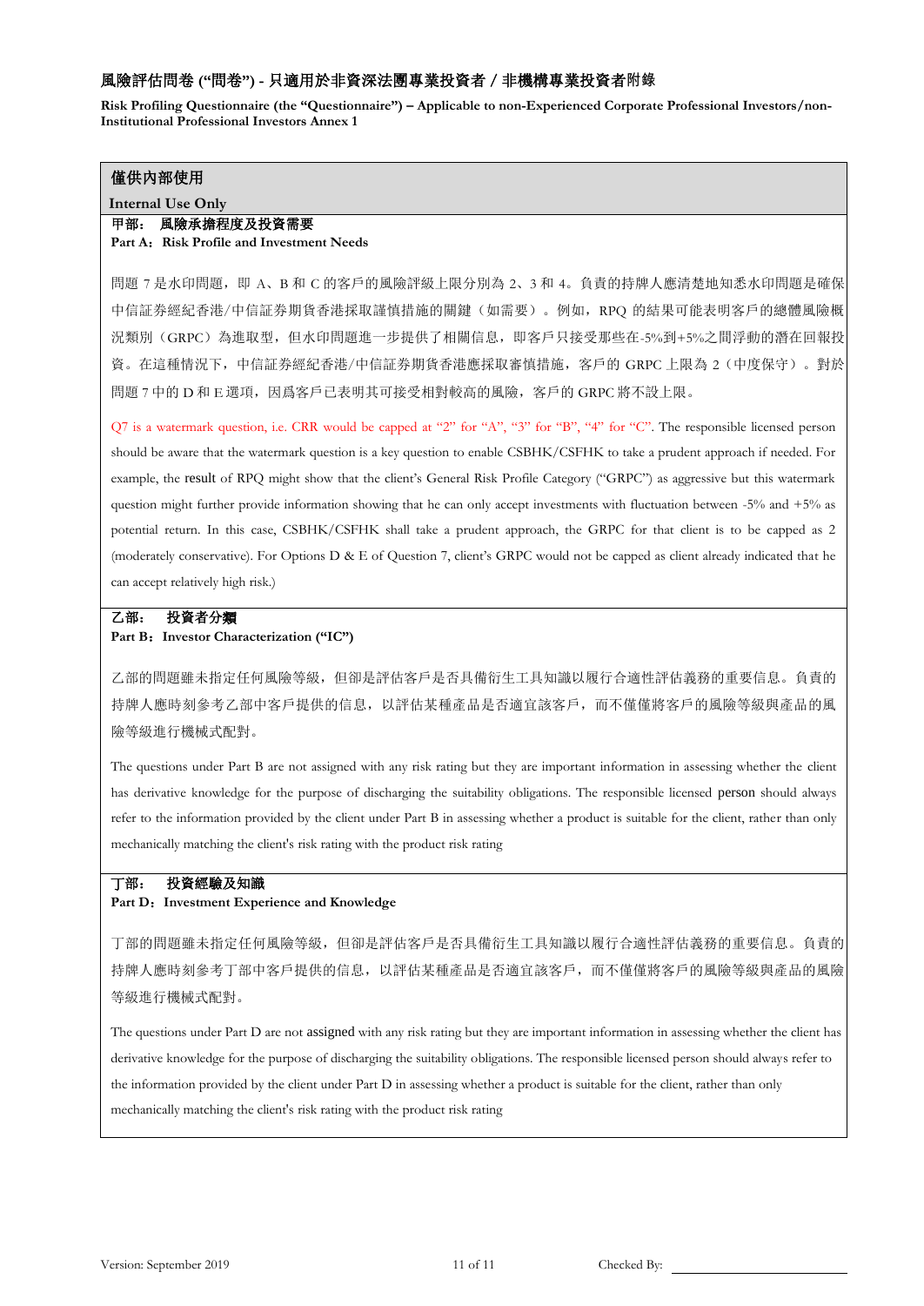## 風險評估問卷 (“問卷”) - 只適用於非資深法團專業投資者 / 非機構專業投資者附錄

**Risk Profiling Questionnaire (the “Questionnaire”) – Applicable to non-Experienced Corporate Professional Investors/non-Institutional Professional Investors Annex 1**

### 僅供內部使用
**Internal Use Only**

#### 甲部： 風險承擔程度及投資需要
**Part A：Risk Profile and Investment Needs**

問題 7 是水印問題，即 A、B 和 C 的客戶的風險評級上限分別為 2、3 和 4。負責的持牌人應清楚地知悉水印問題是確保中信証券經紀香港/中信証券期貨香港採取謹慎措施的關鍵（如需要）。例如，RPQ 的結果可能表明客戶的總體風險概況類別（GRPC）為進取型，但水印問題進一步提供了相關信息，即客戶只接受那些在-5%到+5%之間浮動的潛在回報投資。在這種情況下，中信証券經紀香港/中信証券期貨香港應採取審慎措施，客戶的 GRPC 上限為 2（中度保守）。對於問題 7 中的 D 和 E 選項，因爲客戶已表明其可接受相對較高的風險，客戶的 GRPC 將不設上限。

Q7 is a watermark question, i.e. CRR would be capped at “2” for “A”, “3” for “B”, “4” for “C”. The responsible licensed person should be aware that the watermark question is a key question to enable CSBHK/CSFHK to take a prudent approach if needed. For example, the result of RPQ might show that the client’s General Risk Profile Category (“GRPC”) as aggressive but this watermark question might further provide information showing that he can only accept investments with fluctuation between -5% and +5% as potential return. In this case, CSBHK/CSFHK shall take a prudent approach, the GRPC for that client is to be capped as 2 (moderately conservative). For Options D & E of Question 7, client’s GRPC would not be capped as client already indicated that he can accept relatively high risk.)

#### 乙部： 投資者分類
**Part B：Investor Characterization (“IC”)**

乙部的問題雖未指定任何風險等級，但卻是評估客戶是否具備衍生工具知識以履行合適性評估義務的重要信息。負責的持牌人應時刻參考乙部中客戶提供的信息，以評估某種產品是否適宜該客戶，而不僅僅將客戶的風險等級與產品的風險等級進行機械式配對。

The questions under Part B are not assigned with any risk rating but they are important information in assessing whether the client has derivative knowledge for the purpose of discharging the suitability obligations. The responsible licensed person should always refer to the information provided by the client under Part B in assessing whether a product is suitable for the client, rather than only mechanically matching the client's risk rating with the product risk rating

#### 丁部： 投資經驗及知識
**Part D：Investment Experience and Knowledge**

丁部的問題雖未指定任何風險等級，但卻是評估客戶是否具備衍生工具知識以履行合適性評估義務的重要信息。負責的持牌人應時刻參考丁部中客戶提供的信息，以評估某種產品是否適宜該客戶，而不僅僅將客戶的風險等級與產品的風險等級進行機械式配對。

The questions under Part D are not assigned with any risk rating but they are important information in assessing whether the client has derivative knowledge for the purpose of discharging the suitability obligations. The responsible licensed person should always refer to the information provided by the client under Part D in assessing whether a product is suitable for the client, rather than only mechanically matching the client's risk rating with the product risk rating

Version: September 2019

Checked By: ____________________